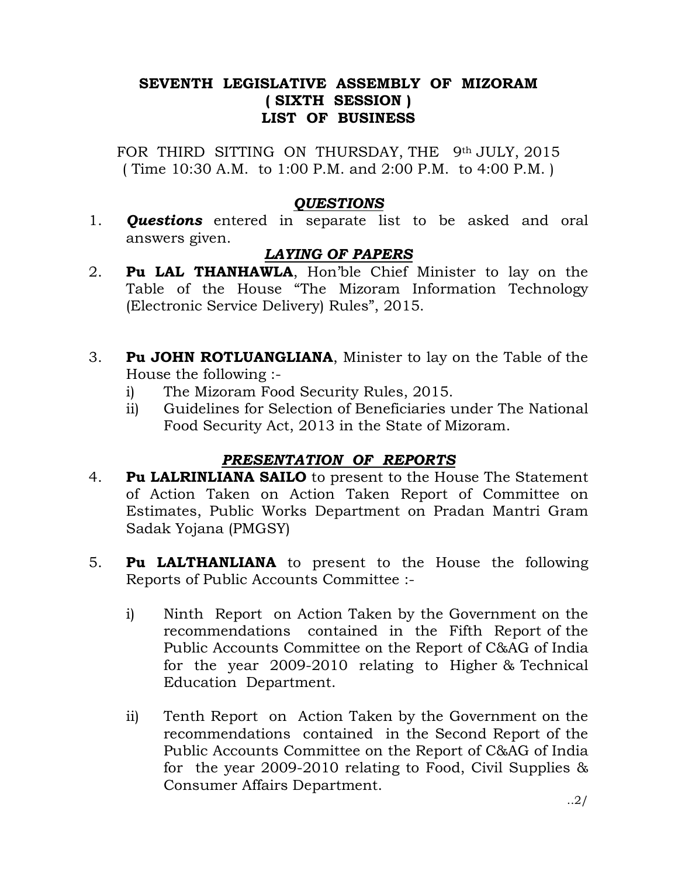# SEVENTH LEGISLATIVE ASSEMBLY OF MIZORAM
## ( SIXTH SESSION )
## LIST OF BUSINESS

FOR THIRD SITTING ON THURSDAY, THE 9th JULY, 2015
( Time 10:30 A.M. to 1:00 P.M. and 2:00 P.M. to 4:00 P.M. )

### ***QUESTIONS***

1. ***Questions*** entered in separate list to be asked and oral answers given.

### ***LAYING OF PAPERS***

2. **Pu LAL THANHAWLA**, Hon'ble Chief Minister to lay on the Table of the House "The Mizoram Information Technology (Electronic Service Delivery) Rules", 2015.

3. **Pu JOHN ROTLUANGLIANA**, Minister to lay on the Table of the House the following :-
   i) The Mizoram Food Security Rules, 2015.
   ii) Guidelines for Selection of Beneficiaries under The National Food Security Act, 2013 in the State of Mizoram.

### ***PRESENTATION OF REPORTS***

4. **Pu LALRINLIANA SAILO** to present to the House The Statement of Action Taken on Action Taken Report of Committee on Estimates, Public Works Department on Pradan Mantri Gram Sadak Yojana (PMGSY)

5. **Pu LALTHANLIANA** to present to the House the following Reports of Public Accounts Committee :-

   i) Ninth Report on Action Taken by the Government on the recommendations contained in the Fifth Report of the Public Accounts Committee on the Report of C&AG of India for the year 2009-2010 relating to Higher & Technical Education Department.

   ii) Tenth Report on Action Taken by the Government on the recommendations contained in the Second Report of the Public Accounts Committee on the Report of C&AG of India for the year 2009-2010 relating to Food, Civil Supplies & Consumer Affairs Department.

..2/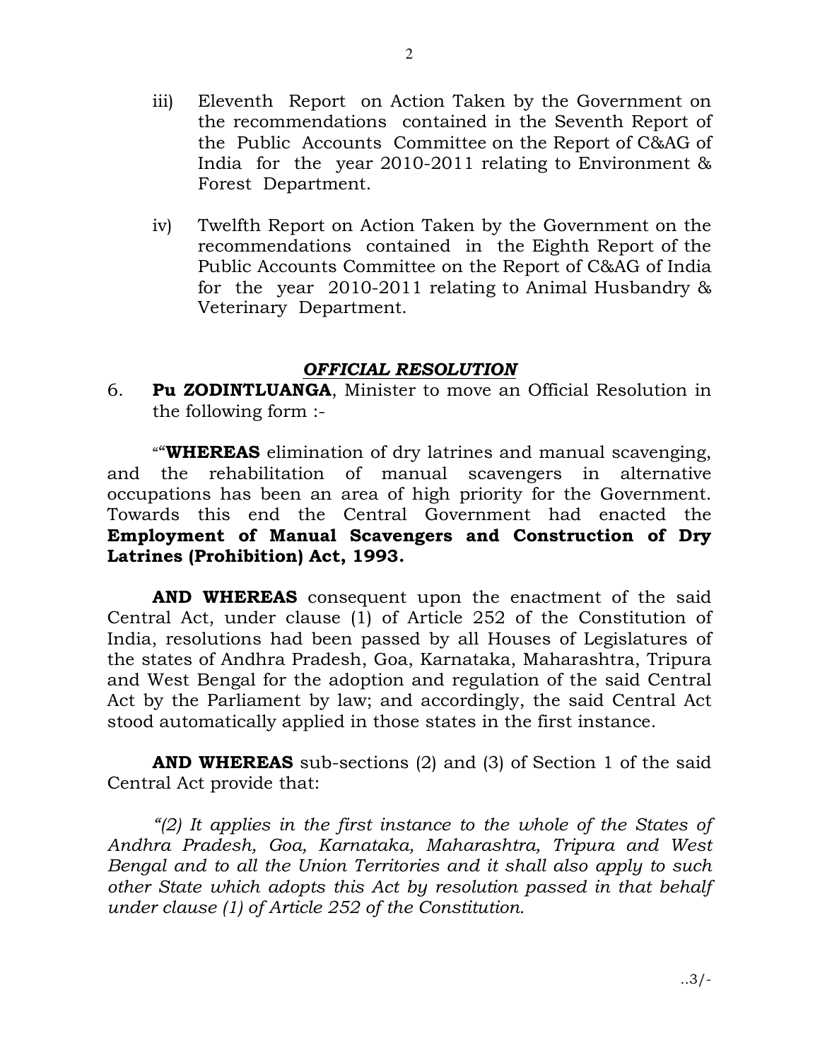iii) Eleventh Report on Action Taken by the Government on the recommendations contained in the Seventh Report of the Public Accounts Committee on the Report of C&AG of India for the year 2010-2011 relating to Environment & Forest Department.

iv) Twelfth Report on Action Taken by the Government on the recommendations contained in the Eighth Report of the Public Accounts Committee on the Report of C&AG of India for the year 2010-2011 relating to Animal Husbandry & Veterinary Department.

## ***OFFICIAL RESOLUTION***

6. **Pu ZODINTLUANGA**, Minister to move an Official Resolution in the following form :-

““**WHEREAS** elimination of dry latrines and manual scavenging, and the rehabilitation of manual scavengers in alternative occupations has been an area of high priority for the Government. Towards this end the Central Government had enacted the **Employment of Manual Scavengers and Construction of Dry Latrines (Prohibition) Act, 1993.**

**AND WHEREAS** consequent upon the enactment of the said Central Act, under clause (1) of Article 252 of the Constitution of India, resolutions had been passed by all Houses of Legislatures of the states of Andhra Pradesh, Goa, Karnataka, Maharashtra, Tripura and West Bengal for the adoption and regulation of the said Central Act by the Parliament by law; and accordingly, the said Central Act stood automatically applied in those states in the first instance.

**AND WHEREAS** sub-sections (2) and (3) of Section 1 of the said Central Act provide that:

*“(2) It applies in the first instance to the whole of the States of Andhra Pradesh, Goa, Karnataka, Maharashtra, Tripura and West Bengal and to all the Union Territories and it shall also apply to such other State which adopts this Act by resolution passed in that behalf under clause (1) of Article 252 of the Constitution.*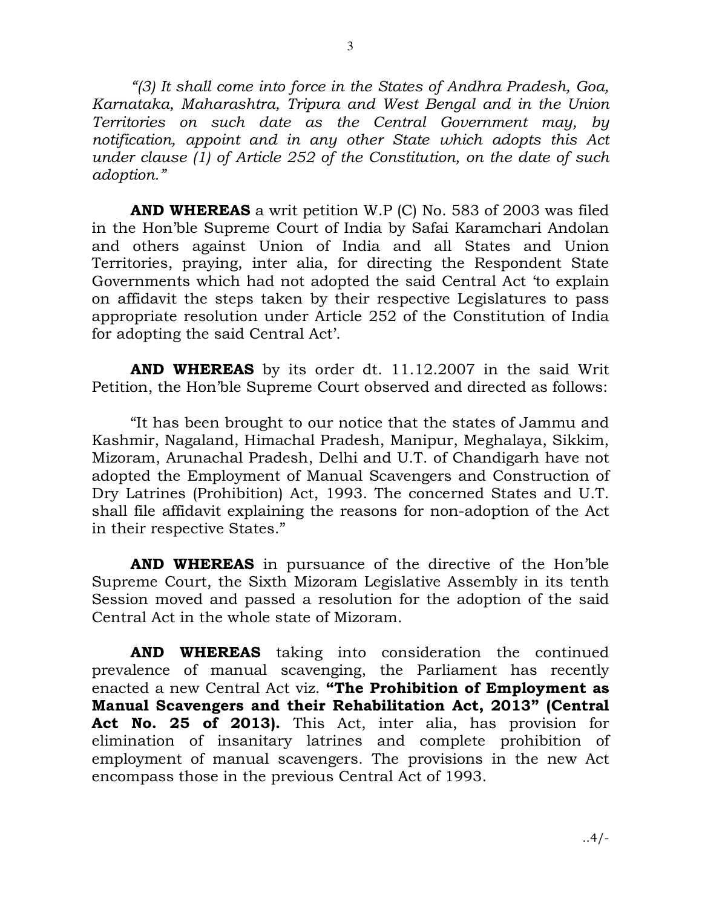*"(3) It shall come into force in the States of Andhra Pradesh, Goa, Karnataka, Maharashtra, Tripura and West Bengal and in the Union Territories on such date as the Central Government may, by notification, appoint and in any other State which adopts this Act under clause (1) of Article 252 of the Constitution, on the date of such adoption."*

**AND WHEREAS** a writ petition W.P (C) No. 583 of 2003 was filed in the Hon'ble Supreme Court of India by Safai Karamchari Andolan and others against Union of India and all States and Union Territories, praying, inter alia, for directing the Respondent State Governments which had not adopted the said Central Act 'to explain on affidavit the steps taken by their respective Legislatures to pass appropriate resolution under Article 252 of the Constitution of India for adopting the said Central Act'.

**AND WHEREAS** by its order dt. 11.12.2007 in the said Writ Petition, the Hon'ble Supreme Court observed and directed as follows:

"It has been brought to our notice that the states of Jammu and Kashmir, Nagaland, Himachal Pradesh, Manipur, Meghalaya, Sikkim, Mizoram, Arunachal Pradesh, Delhi and U.T. of Chandigarh have not adopted the Employment of Manual Scavengers and Construction of Dry Latrines (Prohibition) Act, 1993. The concerned States and U.T. shall file affidavit explaining the reasons for non-adoption of the Act in their respective States."

**AND WHEREAS** in pursuance of the directive of the Hon'ble Supreme Court, the Sixth Mizoram Legislative Assembly in its tenth Session moved and passed a resolution for the adoption of the said Central Act in the whole state of Mizoram.

**AND WHEREAS** taking into consideration the continued prevalence of manual scavenging, the Parliament has recently enacted a new Central Act viz. **"The Prohibition of Employment as Manual Scavengers and their Rehabilitation Act, 2013" (Central Act No. 25 of 2013).** This Act, inter alia, has provision for elimination of insanitary latrines and complete prohibition of employment of manual scavengers. The provisions in the new Act encompass those in the previous Central Act of 1993.

..4/-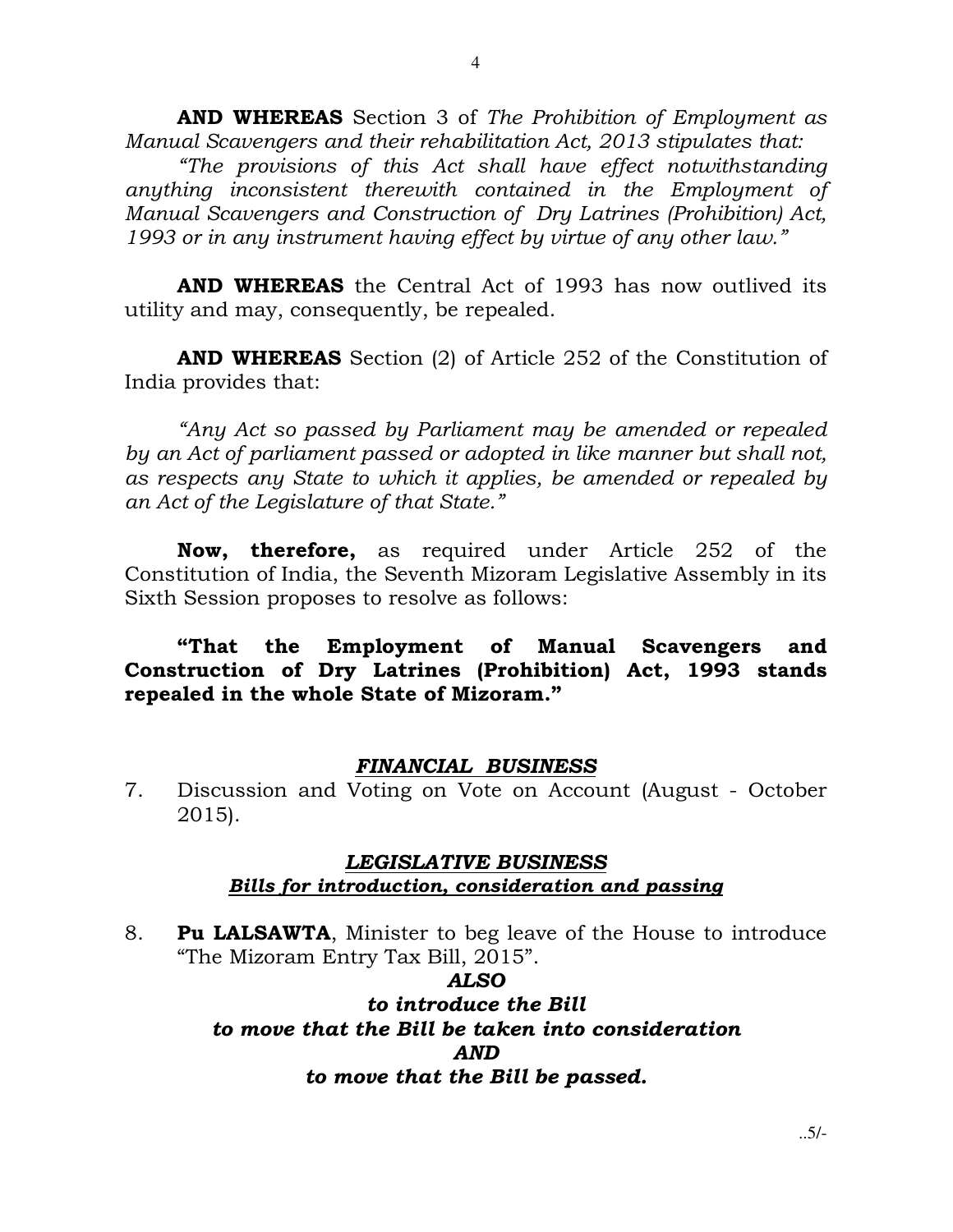**AND WHEREAS** Section 3 of *The Prohibition of Employment as Manual Scavengers and their rehabilitation Act, 2013 stipulates that:*

*"The provisions of this Act shall have effect notwithstanding anything inconsistent therewith contained in the Employment of Manual Scavengers and Construction of Dry Latrines (Prohibition) Act, 1993 or in any instrument having effect by virtue of any other law."*

**AND WHEREAS** the Central Act of 1993 has now outlived its utility and may, consequently, be repealed.

**AND WHEREAS** Section (2) of Article 252 of the Constitution of India provides that:

*"Any Act so passed by Parliament may be amended or repealed by an Act of parliament passed or adopted in like manner but shall not, as respects any State to which it applies, be amended or repealed by an Act of the Legislature of that State."*

**Now, therefore,** as required under Article 252 of the Constitution of India, the Seventh Mizoram Legislative Assembly in its Sixth Session proposes to resolve as follows:

**"That the Employment of Manual Scavengers and Construction of Dry Latrines (Prohibition) Act, 1993 stands repealed in the whole State of Mizoram."**

## ***FINANCIAL BUSINESS***

7. Discussion and Voting on Vote on Account (August - October 2015).

## ***LEGISLATIVE BUSINESS***

### ***Bills for introduction, consideration and passing***

8. **Pu LALSAWTA**, Minister to beg leave of the House to introduce "The Mizoram Entry Tax Bill, 2015".

***ALSO***

***to introduce the Bill***

***to move that the Bill be taken into consideration***

***AND***

***to move that the Bill be passed.***

..5/-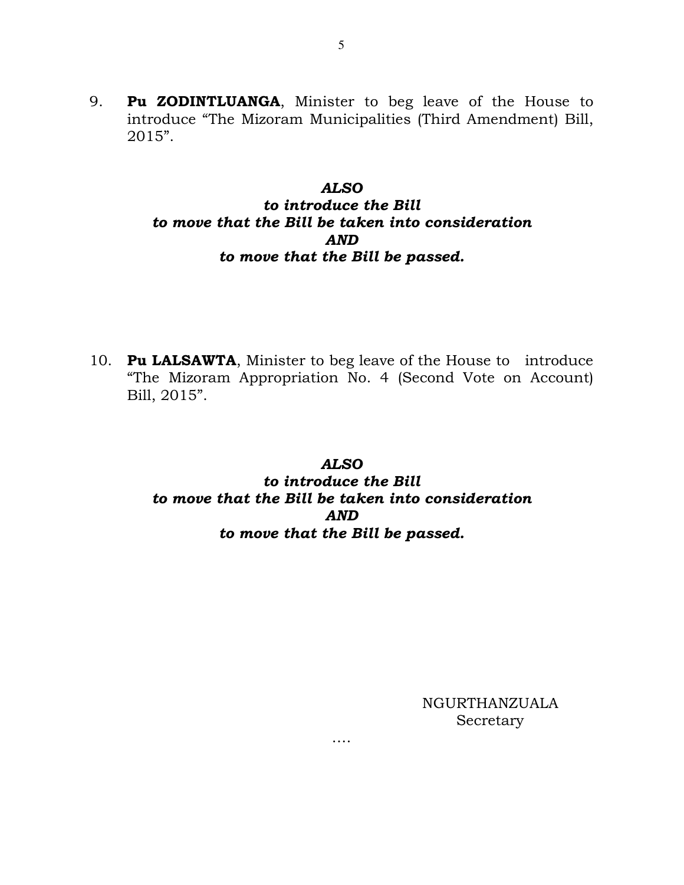9. **Pu ZODINTLUANGA**, Minister to beg leave of the House to introduce “The Mizoram Municipalities (Third Amendment) Bill, 2015”.

***ALSO***
***to introduce the Bill***
***to move that the Bill be taken into consideration***
***AND***
***to move that the Bill be passed.***

10. **Pu LALSAWTA**, Minister to beg leave of the House to introduce “The Mizoram Appropriation No. 4 (Second Vote on Account) Bill, 2015”.

***ALSO***
***to introduce the Bill***
***to move that the Bill be taken into consideration***
***AND***
***to move that the Bill be passed.***

NGURTHANZUALA
Secretary

….